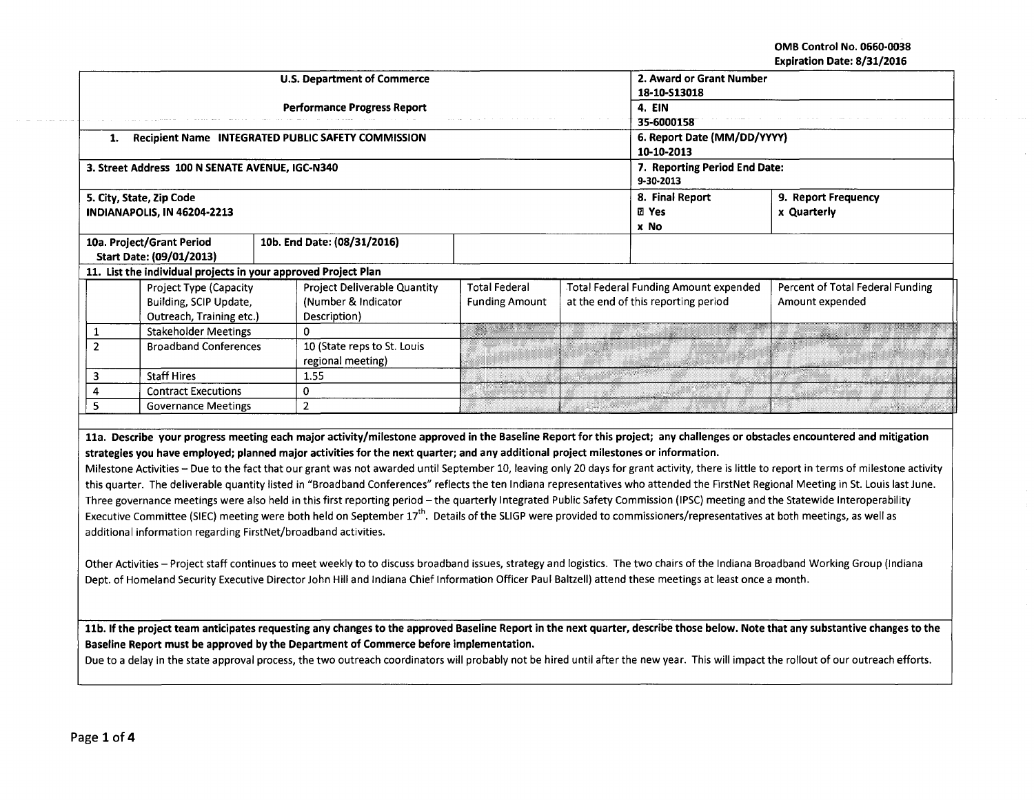OMB Control No. 0660-0038
Expiration Date: 8/31/2016

| U.S. Department of Commerce | 2. Award or Grant Number 18-10-S13018 | |
|---|---|---|
| Performance Progress Report | 4. EIN 35-6000158 | |
| 1. Recipient Name INTEGRATED PUBLIC SAFETY COMMISSION | 6. Report Date (MM/DD/YYYY) 10-10-2013 | |
| 3. Street Address 100 N SENATE AVENUE, IGC-N340 | 7. Reporting Period End Date: 9-30-2013 | |
| 5. City, State, Zip Code INDIANAPOLIS, IN 46204-2213 | 8. Final Report ☐ Yes x No | 9. Report Frequency x Quarterly |
| 10a. Project/Grant Period Start Date: (09/01/2013) | 10b. End Date: (08/31/2016) | |

**11. List the individual projects in your approved Project Plan**

| | Project Type (Capacity Building, SCIP Update, Outreach, Training etc.) | Project Deliverable Quantity (Number & Indicator Description) | Total Federal Funding Amount | Total Federal Funding Amount expended at the end of this reporting period | Percent of Total Federal Funding Amount expended |
|---|---|---|---|---|---|
| 1 | Stakeholder Meetings | 0 | | | |
| 2 | Broadband Conferences | 10 (State reps to St. Louis regional meeting) | | | |
| 3 | Staff Hires | 1.55 | | | |
| 4 | Contract Executions | 0 | | | |
| 5 | Governance Meetings | 2 | | | |

**11a. Describe your progress meeting each major activity/milestone approved in the Baseline Report for this project; any challenges or obstacles encountered and mitigation strategies you have employed; planned major activities for the next quarter; and any additional project milestones or information.**

Milestone Activities – Due to the fact that our grant was not awarded until September 10, leaving only 20 days for grant activity, there is little to report in terms of milestone activity this quarter. The deliverable quantity listed in "Broadband Conferences" reflects the ten Indiana representatives who attended the FirstNet Regional Meeting in St. Louis last June. Three governance meetings were also held in this first reporting period – the quarterly Integrated Public Safety Commission (IPSC) meeting and the Statewide Interoperability Executive Committee (SIEC) meeting were both held on September 17th. Details of the SLIGP were provided to commissioners/representatives at both meetings, as well as additional information regarding FirstNet/broadband activities.

Other Activities – Project staff continues to meet weekly to to discuss broadband issues, strategy and logistics. The two chairs of the Indiana Broadband Working Group (Indiana Dept. of Homeland Security Executive Director John Hill and Indiana Chief Information Officer Paul Baltzell) attend these meetings at least once a month.

**11b. If the project team anticipates requesting any changes to the approved Baseline Report in the next quarter, describe those below. Note that any substantive changes to the Baseline Report must be approved by the Department of Commerce before implementation.**

Due to a delay in the state approval process, the two outreach coordinators will probably not be hired until after the new year. This will impact the rollout of our outreach efforts.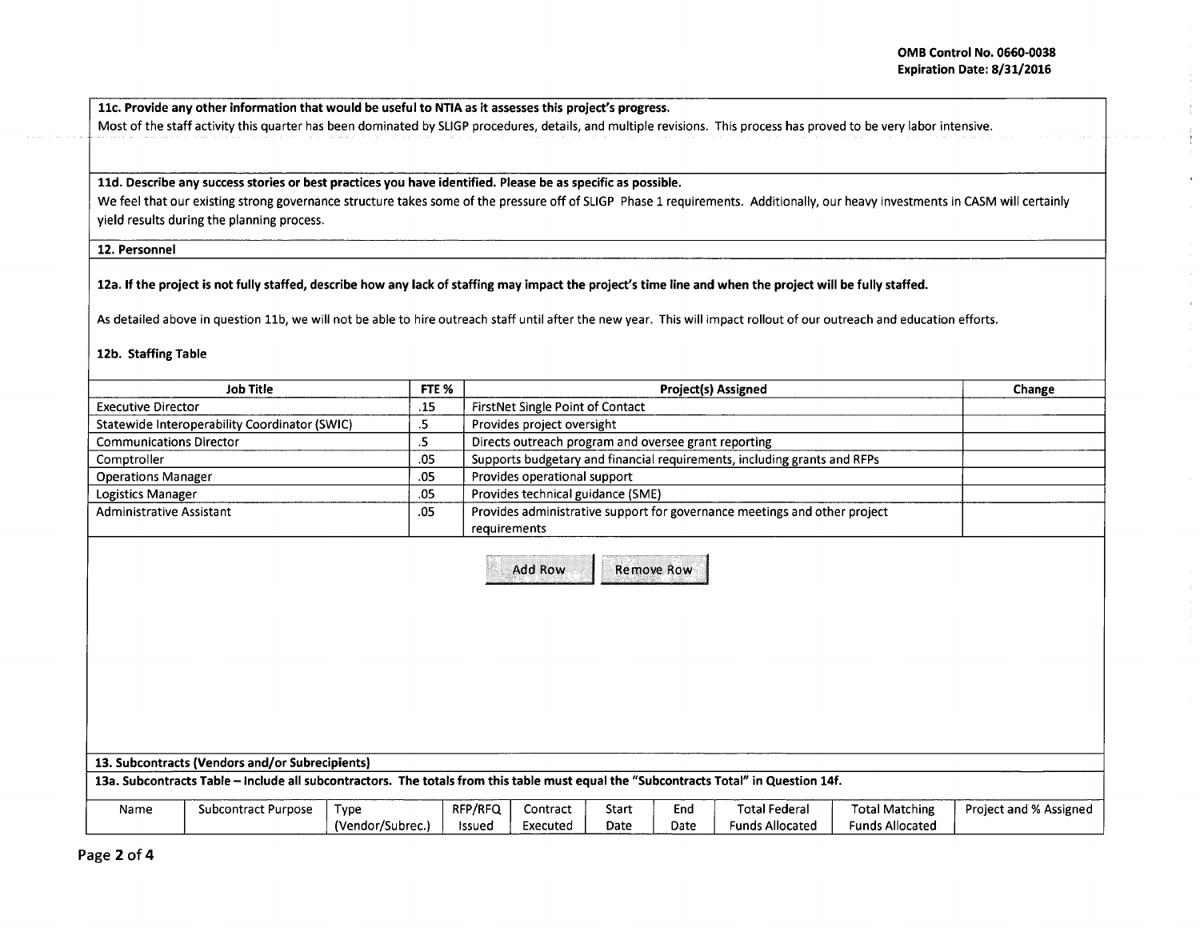**11c. Provide any other information that would be useful to NTIA as it assesses this project's progress.**

Most of the staff activity this quarter has been dominated by SLIGP procedures, details, and multiple revisions. This process has proved to be very labor intensive.

**11d. Describe any success stories or best practices you have identified. Please be as specific as possible.**

We feel that our existing strong governance structure takes some of the pressure off of SLIGP Phase 1 requirements. Additionally, our heavy investments in CASM will certainly yield results during the planning process.

**12. Personnel**

**12a. If the project is not fully staffed, describe how any lack of staffing may impact the project's time line and when the project will be fully staffed.**

As detailed above in question 11b, we will not be able to hire outreach staff until after the new year. This will impact rollout of our outreach and education efforts.

**12b. Staffing Table**

| Job Title | FTE % | Project(s) Assigned | Change |
|---|---|---|---|
| Executive Director | .15 | FirstNet Single Point of Contact | |
| Statewide Interoperability Coordinator (SWIC) | .5 | Provides project oversight | |
| Communications Director | .5 | Directs outreach program and oversee grant reporting | |
| Comptroller | .05 | Supports budgetary and financial requirements, including grants and RFPs | |
| Operations Manager | .05 | Provides operational support | |
| Logistics Manager | .05 | Provides technical guidance (SME) | |
| Administrative Assistant | .05 | Provides administrative support for governance meetings and other project requirements | |

Add Row | Remove Row

**13. Subcontracts (Vendors and/or Subrecipients)**

**13a. Subcontracts Table – Include all subcontractors. The totals from this table must equal the "Subcontracts Total" in Question 14f.**

| Name | Subcontract Purpose | Type (Vendor/Subrec.) | RFP/RFQ Issued | Contract Executed | Start Date | End Date | Total Federal Funds Allocated | Total Matching Funds Allocated | Project and % Assigned |
|---|---|---|---|---|---|---|---|---|---|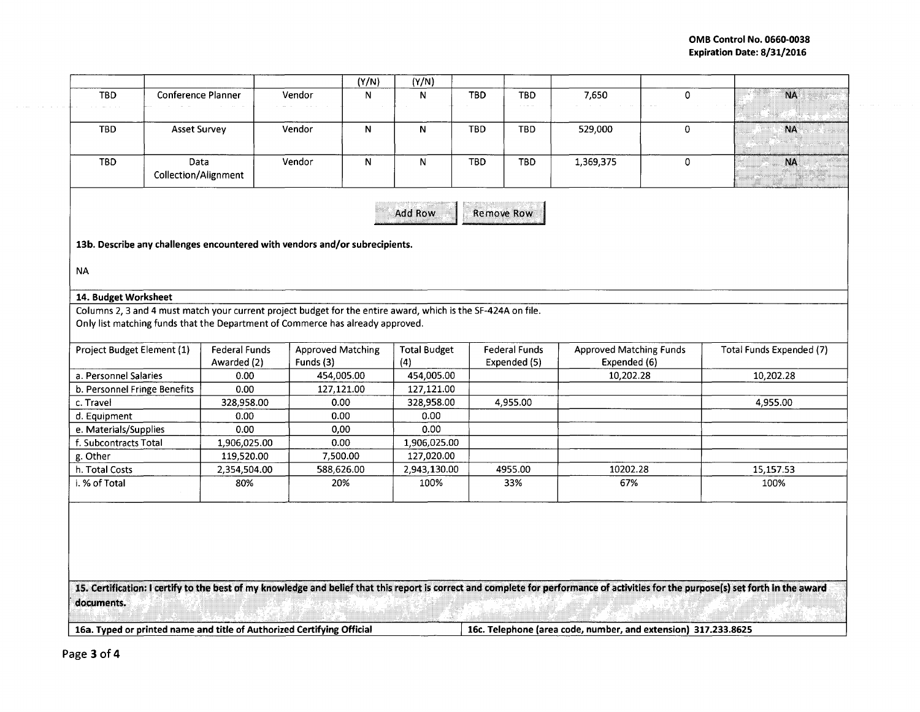| | | | (Y/N) | (Y/N) | | | | | |
|---|---|---|---|---|---|---|---|---|---|
| TBD | Conference Planner | Vendor | N | N | TBD | TBD | 7,650 | 0 | NA |
| TBD | Asset Survey | Vendor | N | N | TBD | TBD | 529,000 | 0 | NA |
| TBD | Data Collection/Alignment | Vendor | N | N | TBD | TBD | 1,369,375 | 0 | NA |

Add Row | Remove Row

**13b. Describe any challenges encountered with vendors and/or subrecipients.**

NA

**14. Budget Worksheet**

Columns 2, 3 and 4 must match your current project budget for the entire award, which is the SF-424A on file.
Only list matching funds that the Department of Commerce has already approved.

| Project Budget Element (1) | Federal Funds Awarded (2) | Approved Matching Funds (3) | Total Budget (4) | Federal Funds Expended (5) | Approved Matching Funds Expended (6) | Total Funds Expended (7) |
|---|---|---|---|---|---|---|
| a. Personnel Salaries | 0.00 | 454,005.00 | 454,005.00 | | 10,202.28 | 10,202.28 |
| b. Personnel Fringe Benefits | 0.00 | 127,121.00 | 127,121.00 | | | |
| c. Travel | 328,958.00 | 0.00 | 328,958.00 | 4,955.00 | | 4,955.00 |
| d. Equipment | 0.00 | 0.00 | 0.00 | | | |
| e. Materials/Supplies | 0.00 | 0,00 | 0.00 | | | |
| f. Subcontracts Total | 1,906,025.00 | 0.00 | 1,906,025.00 | | | |
| g. Other | 119,520.00 | 7,500.00 | 127,020.00 | | | |
| h. Total Costs | 2,354,504.00 | 588,626.00 | 2,943,130.00 | 4955.00 | 10202.28 | 15,157.53 |
| i. % of Total | 80% | 20% | 100% | 33% | 67% | 100% |

**15. Certification: I certify to the best of my knowledge and belief that this report is correct and complete for performance of activities for the purpose(s) set forth in the award documents.**

| 16a. Typed or printed name and title of Authorized Certifying Official | 16c. Telephone (area code, number, and extension) 317.233.8625 |
|---|---|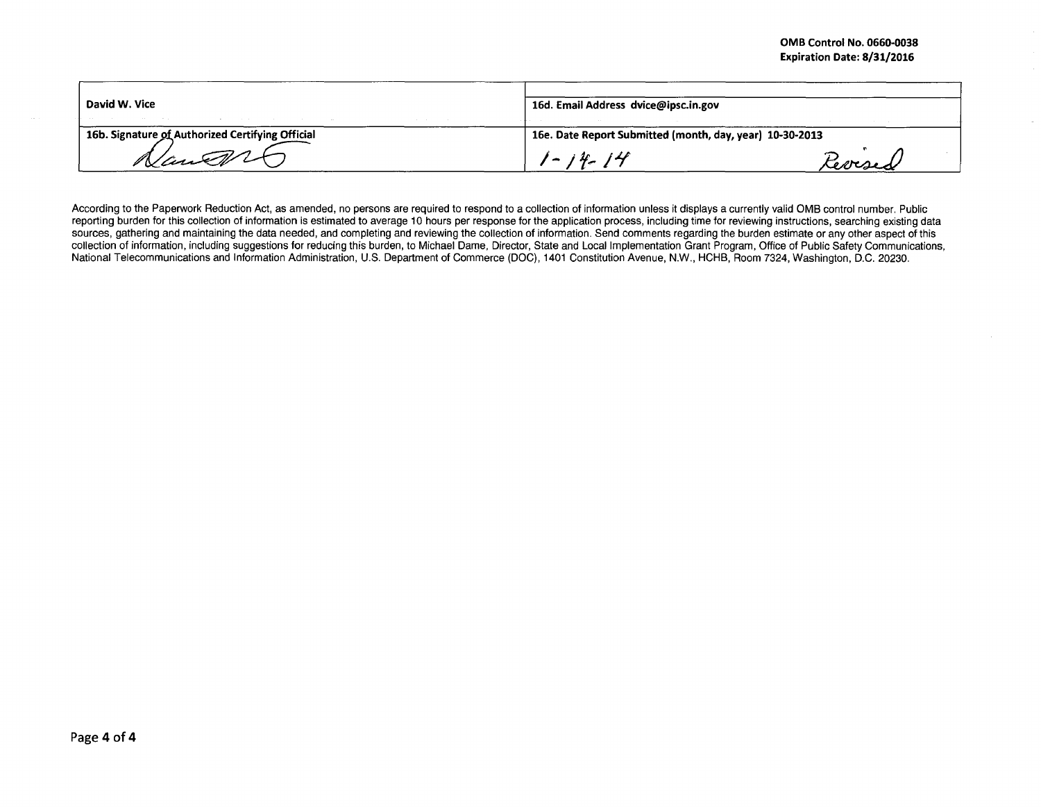OMB Control No. 0660-0038
Expiration Date: 8/31/2016

| | |
|---|---|
| David W. Vice | 16d. Email Address dvice@ipsc.in.gov |
| 16b. Signature of Authorized Certifying Official | 16e. Date Report Submitted (month, day, year) 10-30-2013 |
| | 1-14-14 Revised |

According to the Paperwork Reduction Act, as amended, no persons are required to respond to a collection of information unless it displays a currently valid OMB control number. Public reporting burden for this collection of information is estimated to average 10 hours per response for the application process, including time for reviewing instructions, searching existing data sources, gathering and maintaining the data needed, and completing and reviewing the collection of information. Send comments regarding the burden estimate or any other aspect of this collection of information, including suggestions for reducing this burden, to Michael Dame, Director, State and Local Implementation Grant Program, Office of Public Safety Communications, National Telecommunications and Information Administration, U.S. Department of Commerce (DOC), 1401 Constitution Avenue, N.W., HCHB, Room 7324, Washington, D.C. 20230.